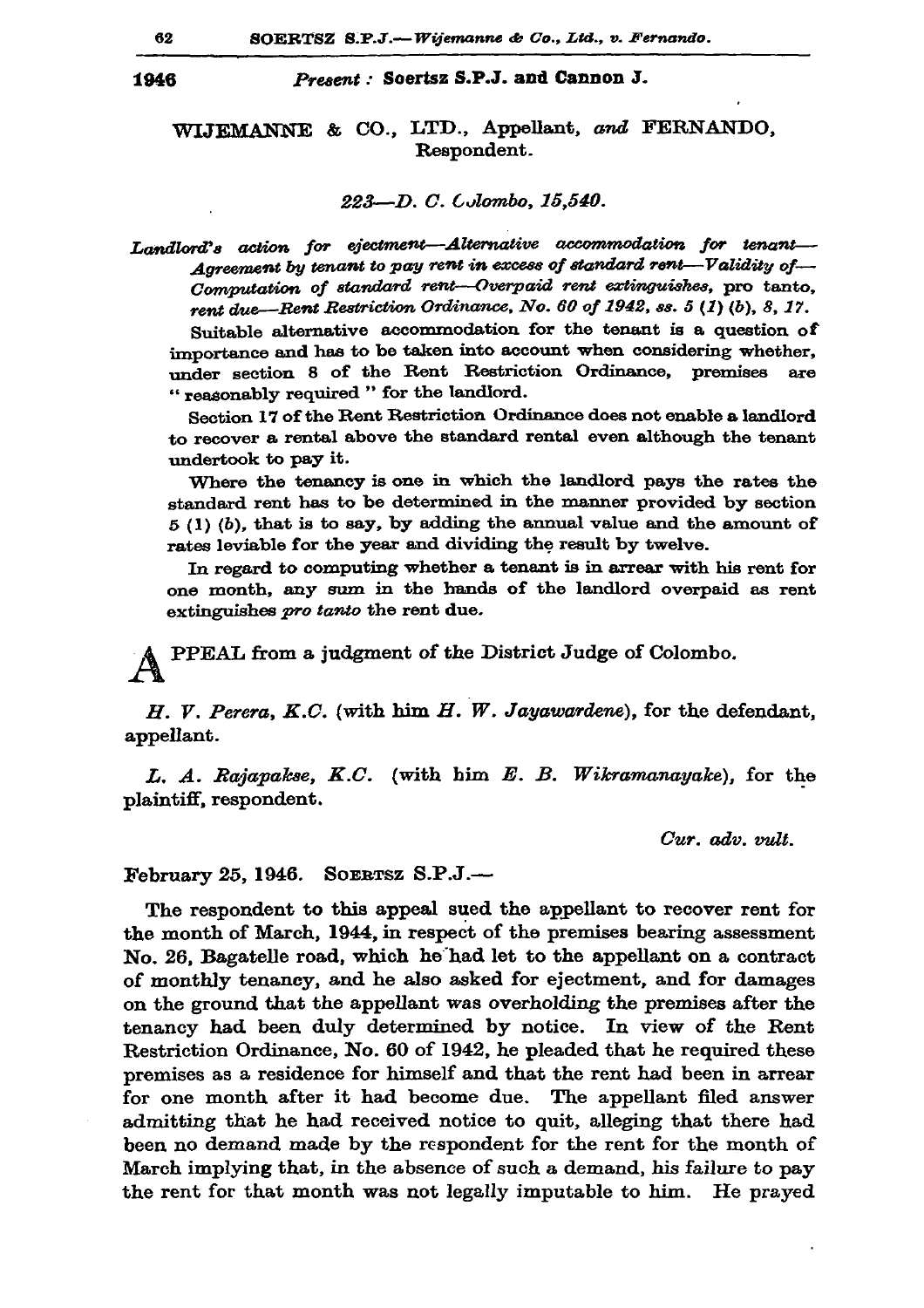1946 *Present:* **Soertsz S.P.J. and Cannon J.**

## WIJEMANNE & CO., LTD., Appellant, *and* FERNANDO, Respondent.

*223—D. C. Colombo, 15,540.*

*Landlord's action for ejectment—Alternative accommodation for tenant—Agreement by tenant to pay rent in excess of standard rent—Validity of—Computation of standard rent—Overpaid rent extinguishes,* pro tanto, *rent due—Rent Restriction Ordinance, No. 60 of 1942, ss. 5 (1) (b), 8, 17.*

Suitable alternative accommodation for the tenant is a question of importance and has to be taken into account when considering whether, under section 8 of the Rent Restriction Ordinance, premises are "reasonably required" for the landlord.

Section 17 of the Rent Restriction Ordinance does not enable a landlord to recover a rental above the standard rental even although the tenant undertook to pay it.

Where the tenancy is one in which the landlord pays the rates the standard rent has to be determined in the manner provided by section 5 (1) (b), that is to say, by adding the annual value and the amount of rates leviable for the year and dividing the result by twelve.

In regard to computing whether a tenant is in arrear with his rent for one month, any sum in the hands of the landlord overpaid as rent extinguishes *pro tanto* the rent due.

APPEAL from a judgment of the District Judge of Colombo.

*H. V. Perera, K.C.* (with him *H. W. Jayawardene*), for the defendant, appellant.

*L. A. Rajapakse, K.C.* (with him *E. B. Wikramanayake*), for the plaintiff, respondent.

*Cur. adv. vult.*

February 25, 1946. SOERTSZ S.P.J.—

The respondent to this appeal sued the appellant to recover rent for the month of March, 1944, in respect of the premises bearing assessment No. 26, Bagatelle road, which he had let to the appellant on a contract of monthly tenancy, and he also asked for ejectment, and for damages on the ground that the appellant was overholding the premises after the tenancy had been duly determined by notice. In view of the Rent Restriction Ordinance, No. 60 of 1942, he pleaded that he required these premises as a residence for himself and that the rent had been in arrear for one month after it had become due. The appellant filed answer admitting that he had received notice to quit, alleging that there had been no demand made by the respondent for the rent for the month of March implying that, in the absence of such a demand, his failure to pay the rent for that month was not legally imputable to him. He prayed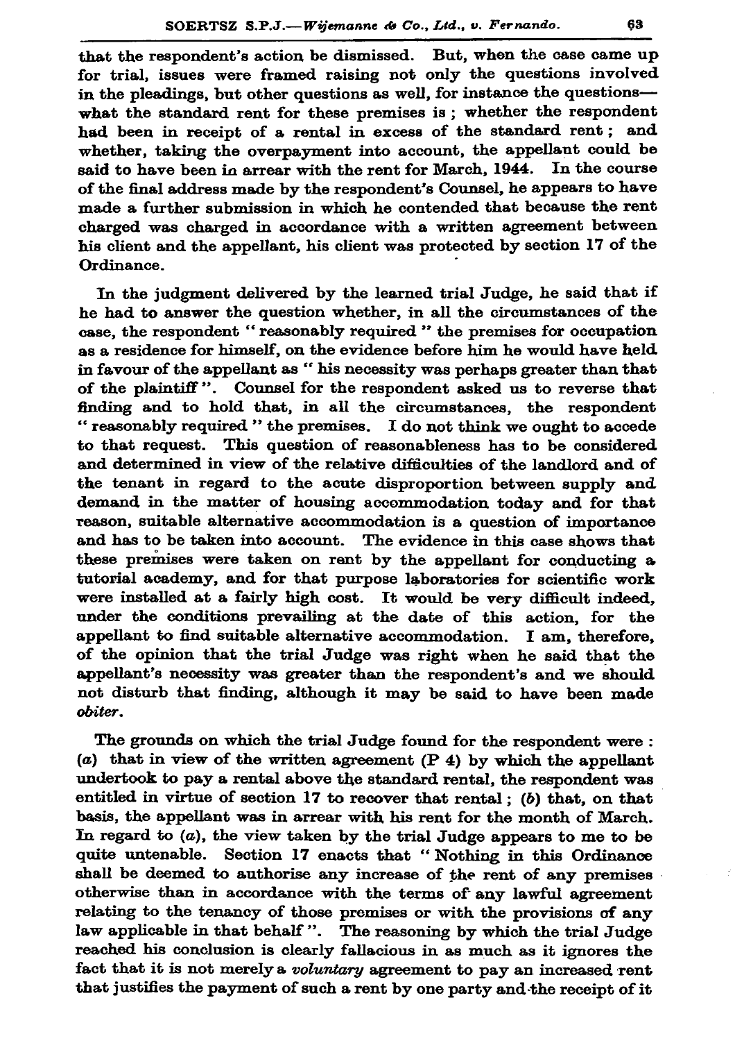that the respondent's action be dismissed. But, when the case came up for trial, issues were framed raising not only the questions involved in the pleadings, but other questions as well, for instance the questions—what the standard rent for these premises is; whether the respondent had been in receipt of a rental in excess of the standard rent; and whether, taking the overpayment into account, the appellant could be said to have been in arrear with the rent for March, 1944. In the course of the final address made by the respondent's Counsel, he appears to have made a further submission in which he contended that because the rent charged was charged in accordance with a written agreement between his client and the appellant, his client was protected by section 17 of the Ordinance.

In the judgment delivered by the learned trial Judge, he said that if he had to answer the question whether, in all the circumstances of the case, the respondent "reasonably required" the premises for occupation as a residence for himself, on the evidence before him he would have held in favour of the appellant as "his necessity was perhaps greater than that of the plaintiff". Counsel for the respondent asked us to reverse that finding and to hold that, in all the circumstances, the respondent "reasonably required" the premises. I do not think we ought to accede to that request. This question of reasonableness has to be considered and determined in view of the relative difficulties of the landlord and of the tenant in regard to the acute disproportion between supply and demand in the matter of housing accommodation today and for that reason, suitable alternative accommodation is a question of importance and has to be taken into account. The evidence in this case shows that these premises were taken on rent by the appellant for conducting a tutorial academy, and for that purpose laboratories for scientific work were installed at a fairly high cost. It would be very difficult indeed, under the conditions prevailing at the date of this action, for the appellant to find suitable alternative accommodation. I am, therefore, of the opinion that the trial Judge was right when he said that the appellant's necessity was greater than the respondent's and we should not disturb that finding, although it may be said to have been made *obiter*.

The grounds on which the trial Judge found for the respondent were: (*a*) that in view of the written agreement (P 4) by which the appellant undertook to pay a rental above the standard rental, the respondent was entitled in virtue of section 17 to recover that rental; (*b*) that, on that basis, the appellant was in arrear with his rent for the month of March. In regard to (*a*), the view taken by the trial Judge appears to me to be quite untenable. Section 17 enacts that "Nothing in this Ordinance shall be deemed to authorise any increase of the rent of any premises otherwise than in accordance with the terms of any lawful agreement relating to the tenancy of those premises or with the provisions of any law applicable in that behalf". The reasoning by which the trial Judge reached his conclusion is clearly fallacious in as much as it ignores the fact that it is not merely a *voluntary* agreement to pay an increased rent that justifies the payment of such a rent by one party and the receipt of it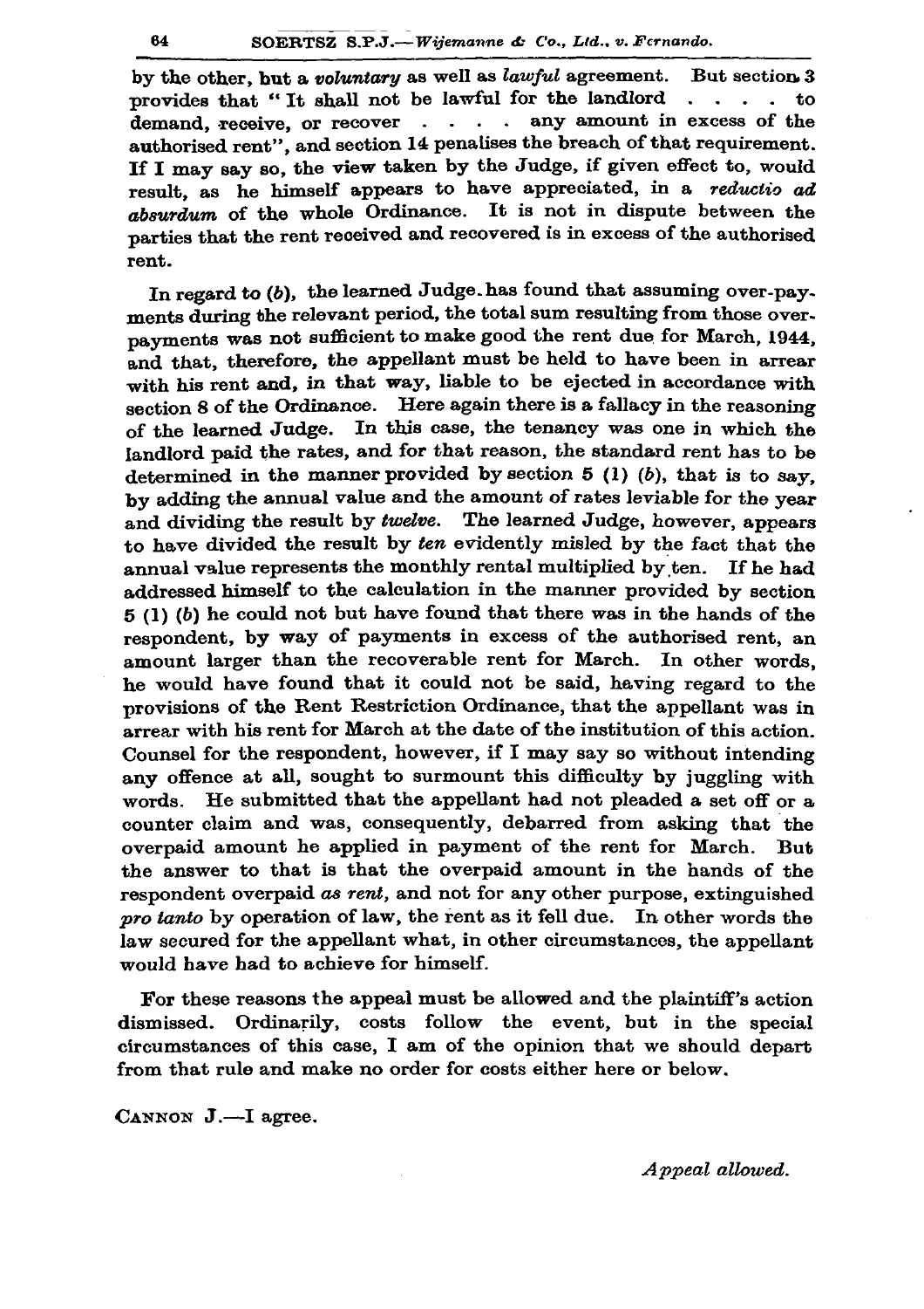by the other, but a *voluntary* as well as *lawful* agreement. But section 3 provides that "It shall not be lawful for the landlord . . . . to demand, receive, or recover . . . . any amount in excess of the authorised rent", and section 14 penalises the breach of that requirement. If I may say so, the view taken by the Judge, if given effect to, would result, as he himself appears to have appreciated, in a *reductio ad absurdum* of the whole Ordinance. It is not in dispute between the parties that the rent received and recovered is in excess of the authorised rent.

In regard to (*b*), the learned Judge has found that assuming over-payments during the relevant period, the total sum resulting from those over-payments was not sufficient to make good the rent due for March, 1944, and that, therefore, the appellant must be held to have been in arrear with his rent and, in that way, liable to be ejected in accordance with section 8 of the Ordinance. Here again there is a fallacy in the reasoning of the learned Judge. In this case, the tenancy was one in which the landlord paid the rates, and for that reason, the standard rent has to be determined in the manner provided by section 5 (1) (*b*), that is to say, by adding the annual value and the amount of rates leviable for the year and dividing the result by *twelve*. The learned Judge, however, appears to have divided the result by *ten* evidently misled by the fact that the annual value represents the monthly rental multiplied by ten. If he had addressed himself to the calculation in the manner provided by section 5 (1) (*b*) he could not but have found that there was in the hands of the respondent, by way of payments in excess of the authorised rent, an amount larger than the recoverable rent for March. In other words, he would have found that it could not be said, having regard to the provisions of the Rent Restriction Ordinance, that the appellant was in arrear with his rent for March at the date of the institution of this action. Counsel for the respondent, however, if I may say so without intending any offence at all, sought to surmount this difficulty by juggling with words. He submitted that the appellant had not pleaded a set off or a counter claim and was, consequently, debarred from asking that the overpaid amount he applied in payment of the rent for March. But the answer to that is that the overpaid amount in the hands of the respondent overpaid *as rent*, and not for any other purpose, extinguished *pro tanto* by operation of law, the rent as it fell due. In other words the law secured for the appellant what, in other circumstances, the appellant would have had to achieve for himself.

For these reasons the appeal must be allowed and the plaintiff's action dismissed. Ordinarily, costs follow the event, but in the special circumstances of this case, I am of the opinion that we should depart from that rule and make no order for costs either here or below.

CANNON J.—I agree.

*Appeal allowed.*